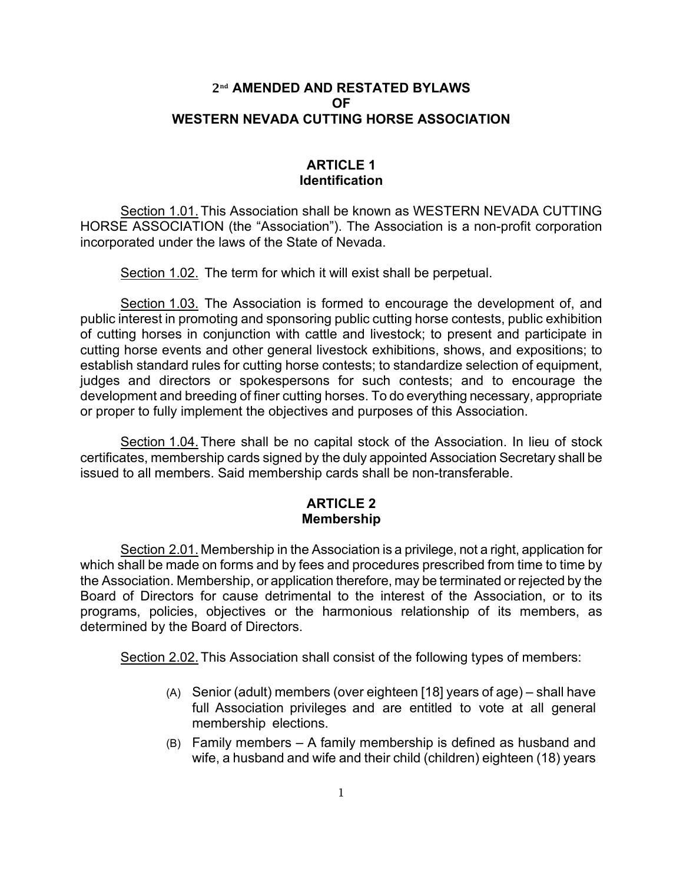# 2nd AMENDED AND RESTATED BYLAWS OF WESTERN NEVADA CUTTING HORSE ASSOCIATION

## ARTICLE 1
## Identification

Section 1.01. This Association shall be known as WESTERN NEVADA CUTTING HORSE ASSOCIATION (the "Association"). The Association is a non-profit corporation incorporated under the laws of the State of Nevada.

Section 1.02. The term for which it will exist shall be perpetual.

Section 1.03. The Association is formed to encourage the development of, and public interest in promoting and sponsoring public cutting horse contests, public exhibition of cutting horses in conjunction with cattle and livestock; to present and participate in cutting horse events and other general livestock exhibitions, shows, and expositions; to establish standard rules for cutting horse contests; to standardize selection of equipment, judges and directors or spokespersons for such contests; and to encourage the development and breeding of finer cutting horses. To do everything necessary, appropriate or proper to fully implement the objectives and purposes of this Association.

Section 1.04. There shall be no capital stock of the Association. In lieu of stock certificates, membership cards signed by the duly appointed Association Secretary shall be issued to all members. Said membership cards shall be non-transferable.

## ARTICLE 2
## Membership

Section 2.01. Membership in the Association is a privilege, not a right, application for which shall be made on forms and by fees and procedures prescribed from time to time by the Association. Membership, or application therefore, may be terminated or rejected by the Board of Directors for cause detrimental to the interest of the Association, or to its programs, policies, objectives or the harmonious relationship of its members, as determined by the Board of Directors.

Section 2.02. This Association shall consist of the following types of members:

(A) Senior (adult) members (over eighteen [18] years of age) – shall have full Association privileges and are entitled to vote at all general membership elections.

(B) Family members – A family membership is defined as husband and wife, a husband and wife and their child (children) eighteen (18) years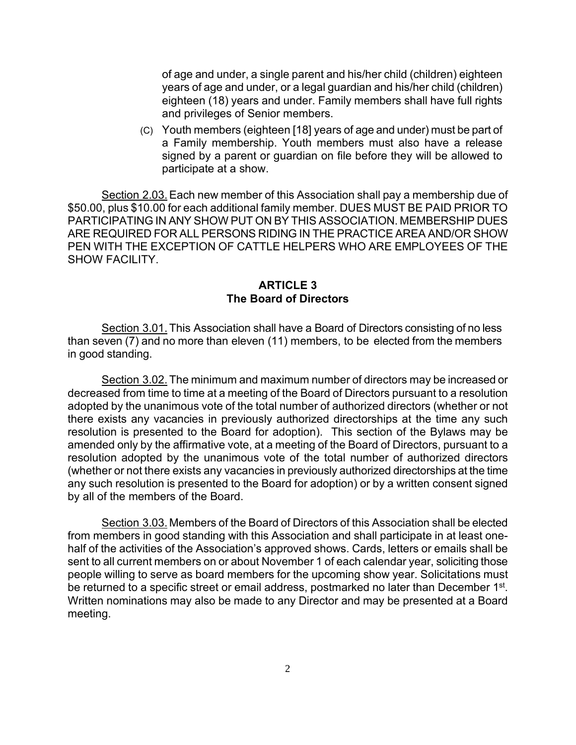of age and under, a single parent and his/her child (children) eighteen years of age and under, or a legal guardian and his/her child (children) eighteen (18) years and under. Family members shall have full rights and privileges of Senior members.

(C) Youth members (eighteen [18] years of age and under) must be part of a Family membership. Youth members must also have a release signed by a parent or guardian on file before they will be allowed to participate at a show.

Section 2.03. Each new member of this Association shall pay a membership due of $50.00, plus $10.00 for each additional family member. DUES MUST BE PAID PRIOR TO PARTICIPATING IN ANY SHOW PUT ON BY THIS ASSOCIATION. MEMBERSHIP DUES ARE REQUIRED FOR ALL PERSONS RIDING IN THE PRACTICE AREA AND/OR SHOW PEN WITH THE EXCEPTION OF CATTLE HELPERS WHO ARE EMPLOYEES OF THE SHOW FACILITY.

## ARTICLE 3
## The Board of Directors

Section 3.01. This Association shall have a Board of Directors consisting of no less than seven (7) and no more than eleven (11) members, to be elected from the members in good standing.

Section 3.02. The minimum and maximum number of directors may be increased or decreased from time to time at a meeting of the Board of Directors pursuant to a resolution adopted by the unanimous vote of the total number of authorized directors (whether or not there exists any vacancies in previously authorized directorships at the time any such resolution is presented to the Board for adoption). This section of the Bylaws may be amended only by the affirmative vote, at a meeting of the Board of Directors, pursuant to a resolution adopted by the unanimous vote of the total number of authorized directors (whether or not there exists any vacancies in previously authorized directorships at the time any such resolution is presented to the Board for adoption) or by a written consent signed by all of the members of the Board.

Section 3.03. Members of the Board of Directors of this Association shall be elected from members in good standing with this Association and shall participate in at least one-half of the activities of the Association's approved shows. Cards, letters or emails shall be sent to all current members on or about November 1 of each calendar year, soliciting those people willing to serve as board members for the upcoming show year. Solicitations must be returned to a specific street or email address, postmarked no later than December 1st. Written nominations may also be made to any Director and may be presented at a Board meeting.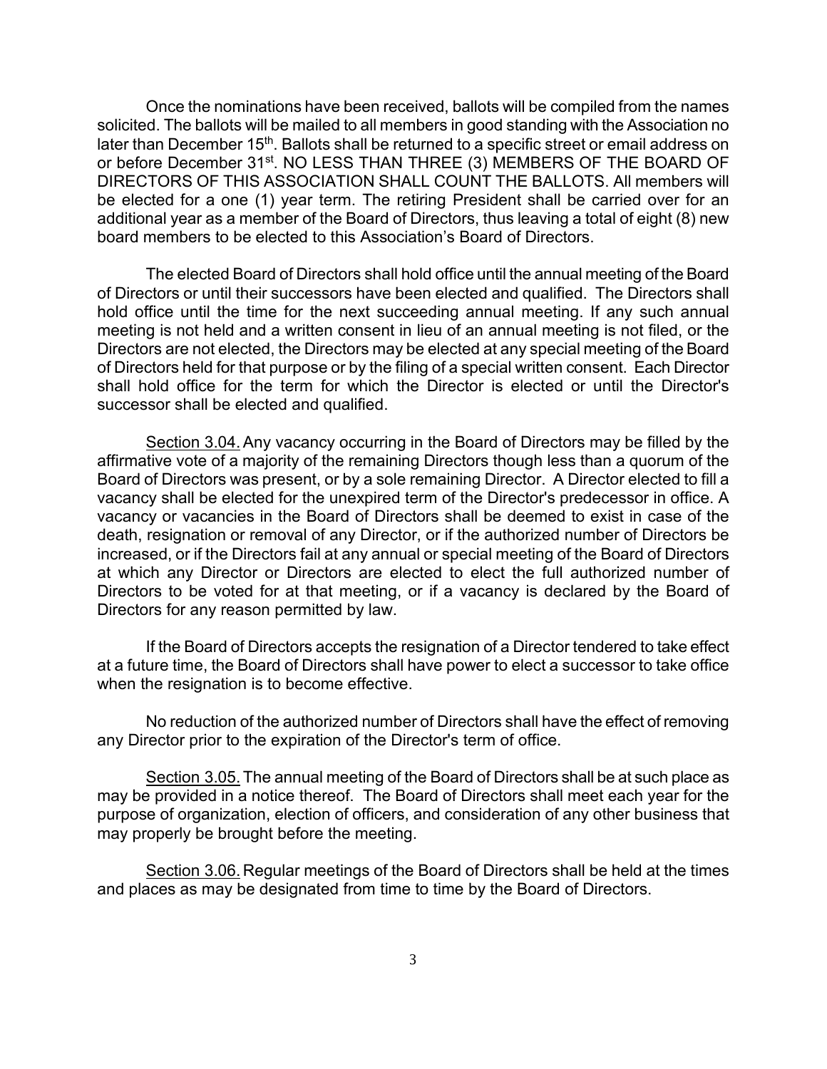Once the nominations have been received, ballots will be compiled from the names solicited. The ballots will be mailed to all members in good standing with the Association no later than December 15th. Ballots shall be returned to a specific street or email address on or before December 31st. NO LESS THAN THREE (3) MEMBERS OF THE BOARD OF DIRECTORS OF THIS ASSOCIATION SHALL COUNT THE BALLOTS. All members will be elected for a one (1) year term. The retiring President shall be carried over for an additional year as a member of the Board of Directors, thus leaving a total of eight (8) new board members to be elected to this Association's Board of Directors.

The elected Board of Directors shall hold office until the annual meeting of the Board of Directors or until their successors have been elected and qualified. The Directors shall hold office until the time for the next succeeding annual meeting. If any such annual meeting is not held and a written consent in lieu of an annual meeting is not filed, or the Directors are not elected, the Directors may be elected at any special meeting of the Board of Directors held for that purpose or by the filing of a special written consent. Each Director shall hold office for the term for which the Director is elected or until the Director's successor shall be elected and qualified.

Section 3.04. Any vacancy occurring in the Board of Directors may be filled by the affirmative vote of a majority of the remaining Directors though less than a quorum of the Board of Directors was present, or by a sole remaining Director. A Director elected to fill a vacancy shall be elected for the unexpired term of the Director's predecessor in office. A vacancy or vacancies in the Board of Directors shall be deemed to exist in case of the death, resignation or removal of any Director, or if the authorized number of Directors be increased, or if the Directors fail at any annual or special meeting of the Board of Directors at which any Director or Directors are elected to elect the full authorized number of Directors to be voted for at that meeting, or if a vacancy is declared by the Board of Directors for any reason permitted by law.

If the Board of Directors accepts the resignation of a Director tendered to take effect at a future time, the Board of Directors shall have power to elect a successor to take office when the resignation is to become effective.

No reduction of the authorized number of Directors shall have the effect of removing any Director prior to the expiration of the Director's term of office.

Section 3.05. The annual meeting of the Board of Directors shall be at such place as may be provided in a notice thereof. The Board of Directors shall meet each year for the purpose of organization, election of officers, and consideration of any other business that may properly be brought before the meeting.

Section 3.06. Regular meetings of the Board of Directors shall be held at the times and places as may be designated from time to time by the Board of Directors.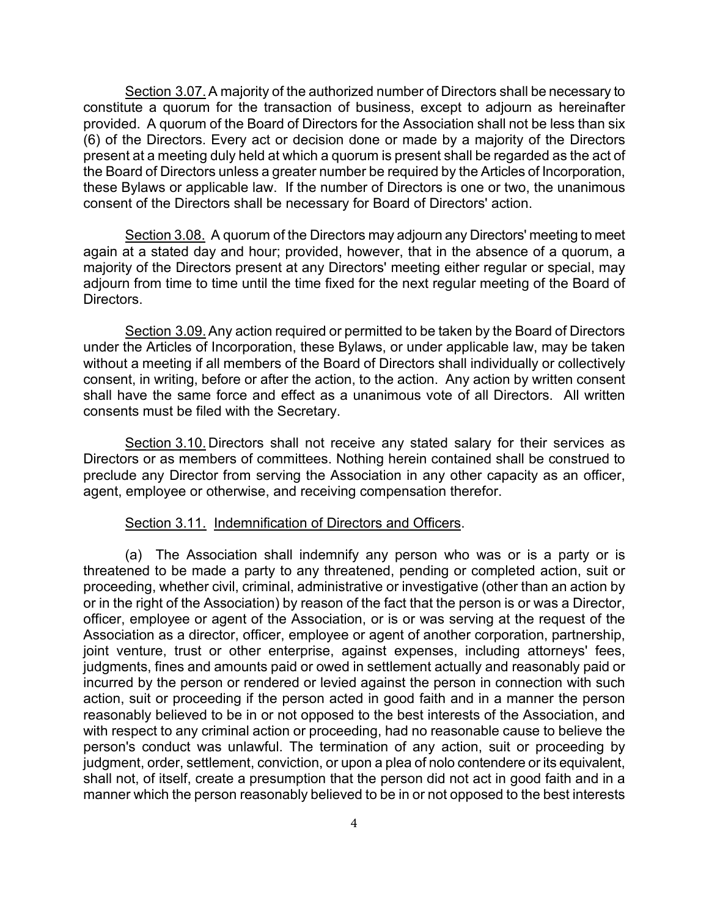Section 3.07. A majority of the authorized number of Directors shall be necessary to constitute a quorum for the transaction of business, except to adjourn as hereinafter provided. A quorum of the Board of Directors for the Association shall not be less than six (6) of the Directors. Every act or decision done or made by a majority of the Directors present at a meeting duly held at which a quorum is present shall be regarded as the act of the Board of Directors unless a greater number be required by the Articles of Incorporation, these Bylaws or applicable law. If the number of Directors is one or two, the unanimous consent of the Directors shall be necessary for Board of Directors' action.

Section 3.08. A quorum of the Directors may adjourn any Directors' meeting to meet again at a stated day and hour; provided, however, that in the absence of a quorum, a majority of the Directors present at any Directors' meeting either regular or special, may adjourn from time to time until the time fixed for the next regular meeting of the Board of Directors.

Section 3.09. Any action required or permitted to be taken by the Board of Directors under the Articles of Incorporation, these Bylaws, or under applicable law, may be taken without a meeting if all members of the Board of Directors shall individually or collectively consent, in writing, before or after the action, to the action. Any action by written consent shall have the same force and effect as a unanimous vote of all Directors. All written consents must be filed with the Secretary.

Section 3.10. Directors shall not receive any stated salary for their services as Directors or as members of committees. Nothing herein contained shall be construed to preclude any Director from serving the Association in any other capacity as an officer, agent, employee or otherwise, and receiving compensation therefor.

Section 3.11. Indemnification of Directors and Officers.

(a) The Association shall indemnify any person who was or is a party or is threatened to be made a party to any threatened, pending or completed action, suit or proceeding, whether civil, criminal, administrative or investigative (other than an action by or in the right of the Association) by reason of the fact that the person is or was a Director, officer, employee or agent of the Association, or is or was serving at the request of the Association as a director, officer, employee or agent of another corporation, partnership, joint venture, trust or other enterprise, against expenses, including attorneys' fees, judgments, fines and amounts paid or owed in settlement actually and reasonably paid or incurred by the person or rendered or levied against the person in connection with such action, suit or proceeding if the person acted in good faith and in a manner the person reasonably believed to be in or not opposed to the best interests of the Association, and with respect to any criminal action or proceeding, had no reasonable cause to believe the person's conduct was unlawful. The termination of any action, suit or proceeding by judgment, order, settlement, conviction, or upon a plea of nolo contendere or its equivalent, shall not, of itself, create a presumption that the person did not act in good faith and in a manner which the person reasonably believed to be in or not opposed to the best interests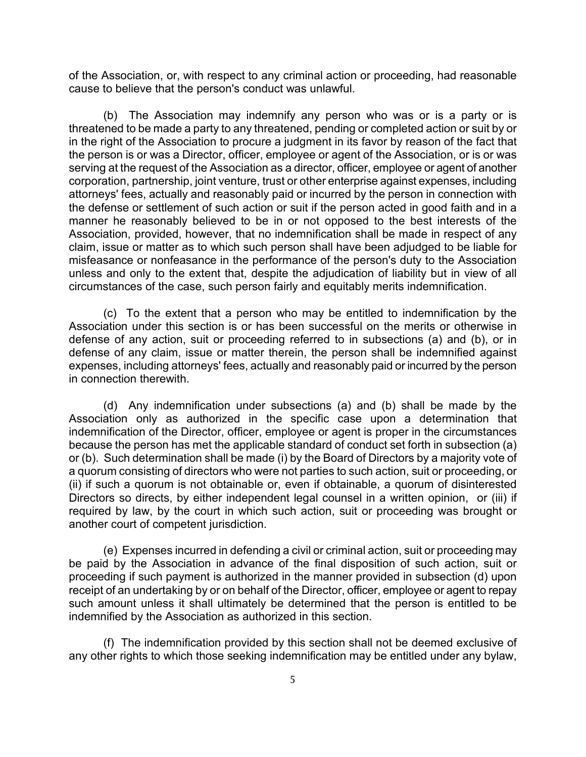of the Association, or, with respect to any criminal action or proceeding, had reasonable cause to believe that the person's conduct was unlawful.

(b) The Association may indemnify any person who was or is a party or is threatened to be made a party to any threatened, pending or completed action or suit by or in the right of the Association to procure a judgment in its favor by reason of the fact that the person is or was a Director, officer, employee or agent of the Association, or is or was serving at the request of the Association as a director, officer, employee or agent of another corporation, partnership, joint venture, trust or other enterprise against expenses, including attorneys' fees, actually and reasonably paid or incurred by the person in connection with the defense or settlement of such action or suit if the person acted in good faith and in a manner he reasonably believed to be in or not opposed to the best interests of the Association, provided, however, that no indemnification shall be made in respect of any claim, issue or matter as to which such person shall have been adjudged to be liable for misfeasance or nonfeasance in the performance of the person's duty to the Association unless and only to the extent that, despite the adjudication of liability but in view of all circumstances of the case, such person fairly and equitably merits indemnification.

(c) To the extent that a person who may be entitled to indemnification by the Association under this section is or has been successful on the merits or otherwise in defense of any action, suit or proceeding referred to in subsections (a) and (b), or in defense of any claim, issue or matter therein, the person shall be indemnified against expenses, including attorneys' fees, actually and reasonably paid or incurred by the person in connection therewith.

(d) Any indemnification under subsections (a) and (b) shall be made by the Association only as authorized in the specific case upon a determination that indemnification of the Director, officer, employee or agent is proper in the circumstances because the person has met the applicable standard of conduct set forth in subsection (a) or (b). Such determination shall be made (i) by the Board of Directors by a majority vote of a quorum consisting of directors who were not parties to such action, suit or proceeding, or (ii) if such a quorum is not obtainable or, even if obtainable, a quorum of disinterested Directors so directs, by either independent legal counsel in a written opinion, or (iii) if required by law, by the court in which such action, suit or proceeding was brought or another court of competent jurisdiction.

(e) Expenses incurred in defending a civil or criminal action, suit or proceeding may be paid by the Association in advance of the final disposition of such action, suit or proceeding if such payment is authorized in the manner provided in subsection (d) upon receipt of an undertaking by or on behalf of the Director, officer, employee or agent to repay such amount unless it shall ultimately be determined that the person is entitled to be indemnified by the Association as authorized in this section.

(f) The indemnification provided by this section shall not be deemed exclusive of any other rights to which those seeking indemnification may be entitled under any bylaw,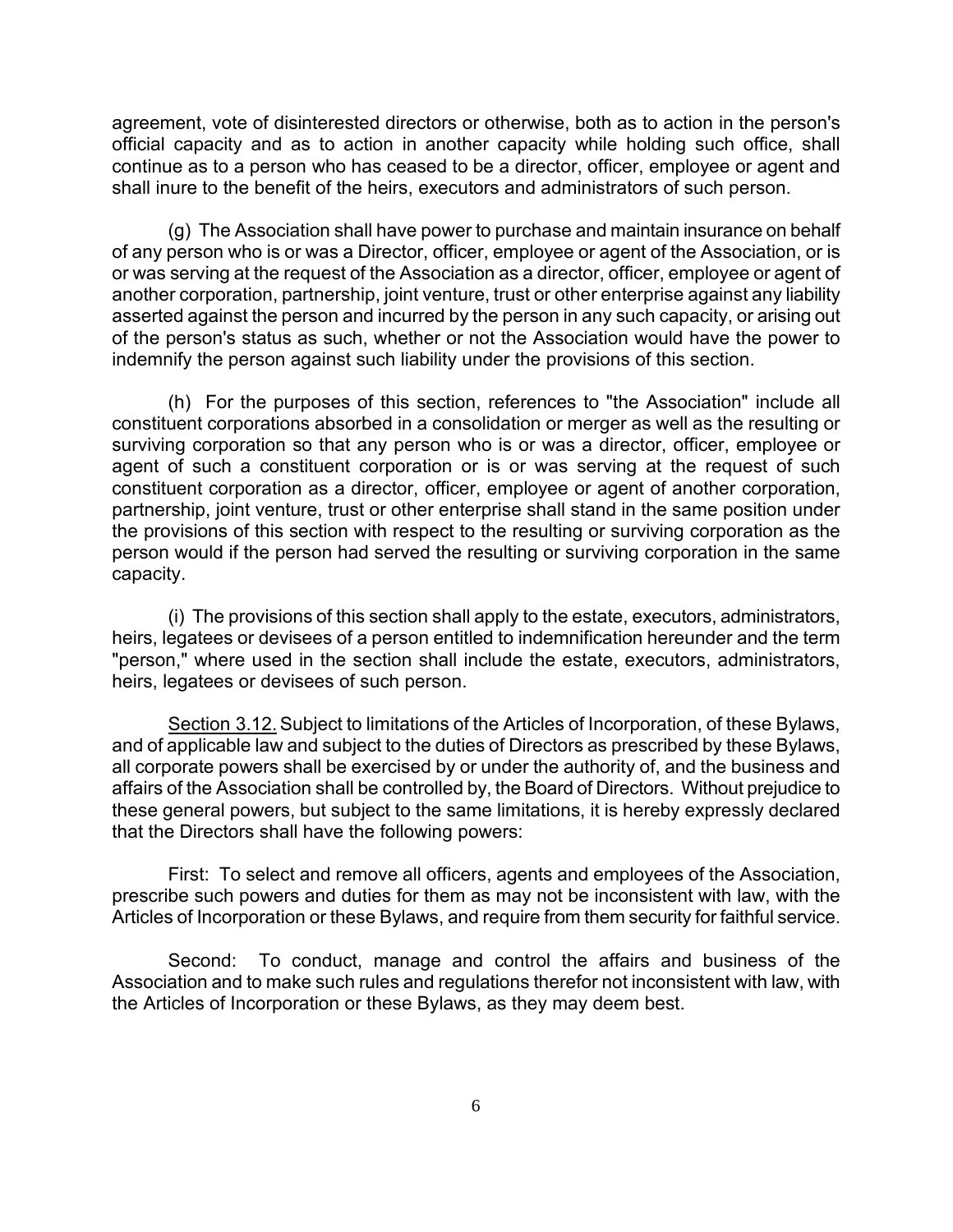agreement, vote of disinterested directors or otherwise, both as to action in the person's official capacity and as to action in another capacity while holding such office, shall continue as to a person who has ceased to be a director, officer, employee or agent and shall inure to the benefit of the heirs, executors and administrators of such person.

(g) The Association shall have power to purchase and maintain insurance on behalf of any person who is or was a Director, officer, employee or agent of the Association, or is or was serving at the request of the Association as a director, officer, employee or agent of another corporation, partnership, joint venture, trust or other enterprise against any liability asserted against the person and incurred by the person in any such capacity, or arising out of the person's status as such, whether or not the Association would have the power to indemnify the person against such liability under the provisions of this section.

(h) For the purposes of this section, references to "the Association" include all constituent corporations absorbed in a consolidation or merger as well as the resulting or surviving corporation so that any person who is or was a director, officer, employee or agent of such a constituent corporation or is or was serving at the request of such constituent corporation as a director, officer, employee or agent of another corporation, partnership, joint venture, trust or other enterprise shall stand in the same position under the provisions of this section with respect to the resulting or surviving corporation as the person would if the person had served the resulting or surviving corporation in the same capacity.

(i) The provisions of this section shall apply to the estate, executors, administrators, heirs, legatees or devisees of a person entitled to indemnification hereunder and the term "person," where used in the section shall include the estate, executors, administrators, heirs, legatees or devisees of such person.

<u>Section 3.12.</u> Subject to limitations of the Articles of Incorporation, of these Bylaws, and of applicable law and subject to the duties of Directors as prescribed by these Bylaws, all corporate powers shall be exercised by or under the authority of, and the business and affairs of the Association shall be controlled by, the Board of Directors. Without prejudice to these general powers, but subject to the same limitations, it is hereby expressly declared that the Directors shall have the following powers:

First: To select and remove all officers, agents and employees of the Association, prescribe such powers and duties for them as may not be inconsistent with law, with the Articles of Incorporation or these Bylaws, and require from them security for faithful service.

Second: To conduct, manage and control the affairs and business of the Association and to make such rules and regulations therefor not inconsistent with law, with the Articles of Incorporation or these Bylaws, as they may deem best.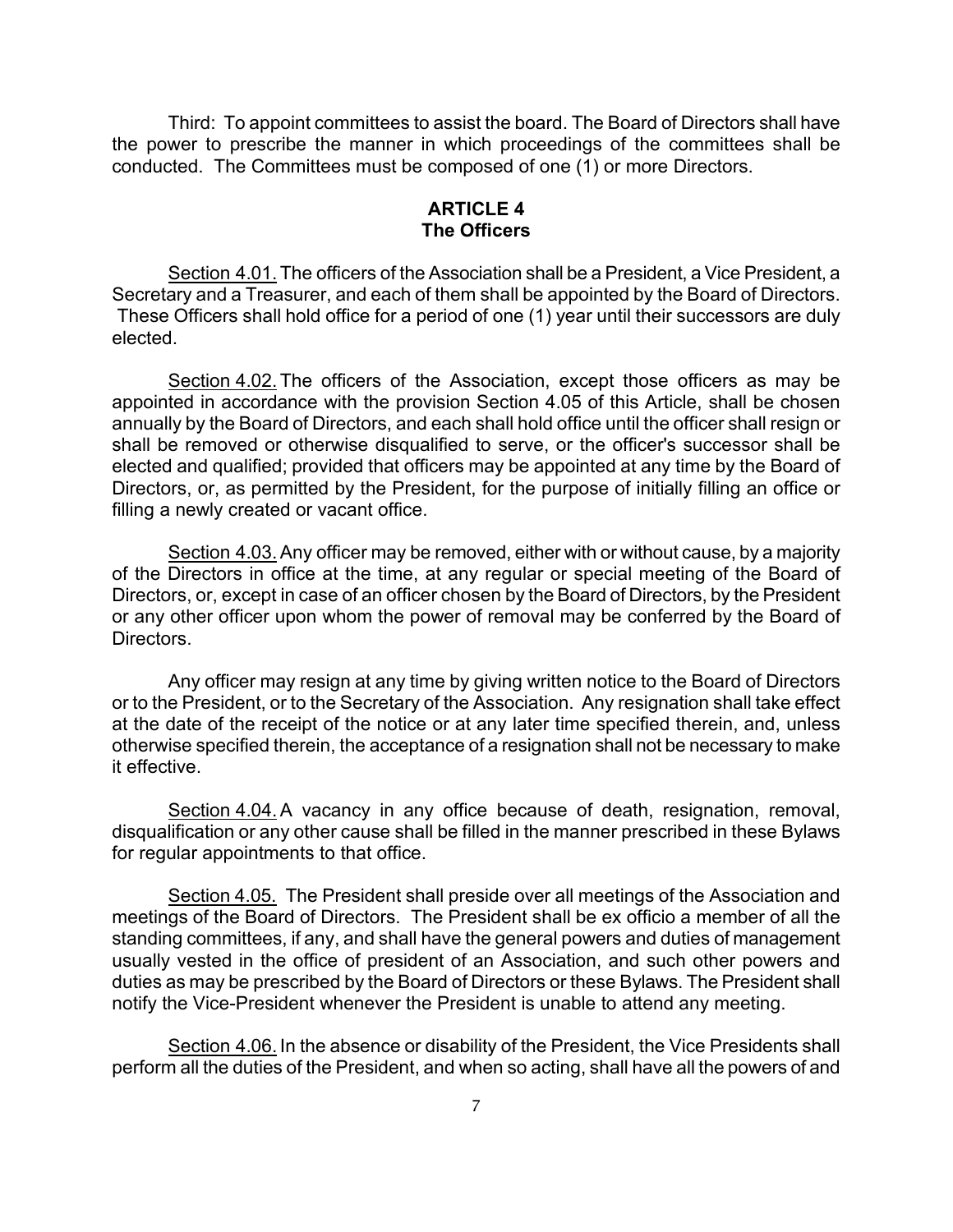Third: To appoint committees to assist the board. The Board of Directors shall have the power to prescribe the manner in which proceedings of the committees shall be conducted. The Committees must be composed of one (1) or more Directors.

## ARTICLE 4
## The Officers

Section 4.01. The officers of the Association shall be a President, a Vice President, a Secretary and a Treasurer, and each of them shall be appointed by the Board of Directors. These Officers shall hold office for a period of one (1) year until their successors are duly elected.

Section 4.02. The officers of the Association, except those officers as may be appointed in accordance with the provision Section 4.05 of this Article, shall be chosen annually by the Board of Directors, and each shall hold office until the officer shall resign or shall be removed or otherwise disqualified to serve, or the officer's successor shall be elected and qualified; provided that officers may be appointed at any time by the Board of Directors, or, as permitted by the President, for the purpose of initially filling an office or filling a newly created or vacant office.

Section 4.03. Any officer may be removed, either with or without cause, by a majority of the Directors in office at the time, at any regular or special meeting of the Board of Directors, or, except in case of an officer chosen by the Board of Directors, by the President or any other officer upon whom the power of removal may be conferred by the Board of Directors.

Any officer may resign at any time by giving written notice to the Board of Directors or to the President, or to the Secretary of the Association. Any resignation shall take effect at the date of the receipt of the notice or at any later time specified therein, and, unless otherwise specified therein, the acceptance of a resignation shall not be necessary to make it effective.

Section 4.04. A vacancy in any office because of death, resignation, removal, disqualification or any other cause shall be filled in the manner prescribed in these Bylaws for regular appointments to that office.

Section 4.05. The President shall preside over all meetings of the Association and meetings of the Board of Directors. The President shall be ex officio a member of all the standing committees, if any, and shall have the general powers and duties of management usually vested in the office of president of an Association, and such other powers and duties as may be prescribed by the Board of Directors or these Bylaws. The President shall notify the Vice-President whenever the President is unable to attend any meeting.

Section 4.06. In the absence or disability of the President, the Vice Presidents shall perform all the duties of the President, and when so acting, shall have all the powers of and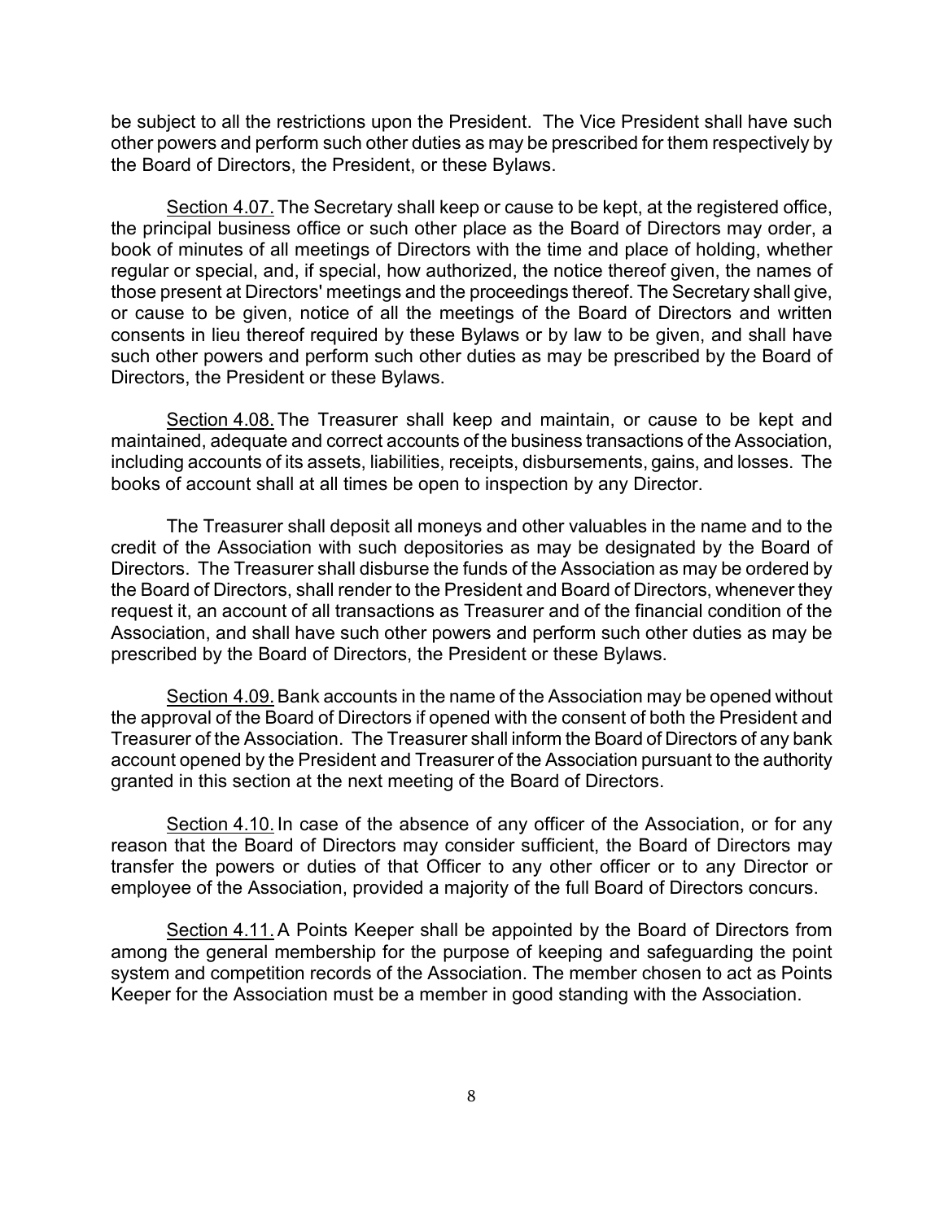be subject to all the restrictions upon the President. The Vice President shall have such other powers and perform such other duties as may be prescribed for them respectively by the Board of Directors, the President, or these Bylaws.

<u>Section 4.07.</u> The Secretary shall keep or cause to be kept, at the registered office, the principal business office or such other place as the Board of Directors may order, a book of minutes of all meetings of Directors with the time and place of holding, whether regular or special, and, if special, how authorized, the notice thereof given, the names of those present at Directors' meetings and the proceedings thereof. The Secretary shall give, or cause to be given, notice of all the meetings of the Board of Directors and written consents in lieu thereof required by these Bylaws or by law to be given, and shall have such other powers and perform such other duties as may be prescribed by the Board of Directors, the President or these Bylaws.

<u>Section 4.08.</u> The Treasurer shall keep and maintain, or cause to be kept and maintained, adequate and correct accounts of the business transactions of the Association, including accounts of its assets, liabilities, receipts, disbursements, gains, and losses. The books of account shall at all times be open to inspection by any Director.

The Treasurer shall deposit all moneys and other valuables in the name and to the credit of the Association with such depositories as may be designated by the Board of Directors. The Treasurer shall disburse the funds of the Association as may be ordered by the Board of Directors, shall render to the President and Board of Directors, whenever they request it, an account of all transactions as Treasurer and of the financial condition of the Association, and shall have such other powers and perform such other duties as may be prescribed by the Board of Directors, the President or these Bylaws.

<u>Section 4.09.</u> Bank accounts in the name of the Association may be opened without the approval of the Board of Directors if opened with the consent of both the President and Treasurer of the Association. The Treasurer shall inform the Board of Directors of any bank account opened by the President and Treasurer of the Association pursuant to the authority granted in this section at the next meeting of the Board of Directors.

<u>Section 4.10.</u> In case of the absence of any officer of the Association, or for any reason that the Board of Directors may consider sufficient, the Board of Directors may transfer the powers or duties of that Officer to any other officer or to any Director or employee of the Association, provided a majority of the full Board of Directors concurs.

<u>Section 4.11.</u> A Points Keeper shall be appointed by the Board of Directors from among the general membership for the purpose of keeping and safeguarding the point system and competition records of the Association. The member chosen to act as Points Keeper for the Association must be a member in good standing with the Association.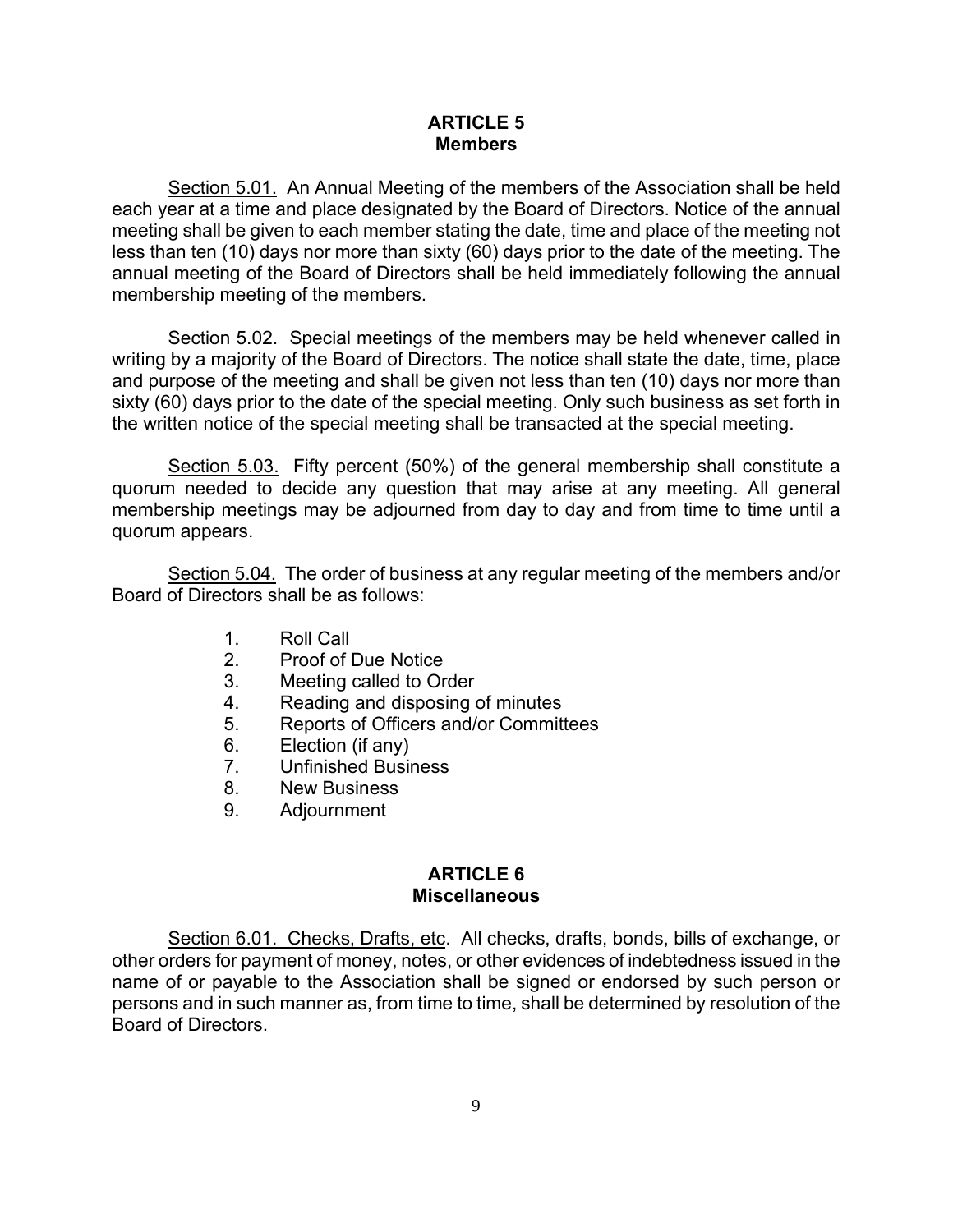## ARTICLE 5
## Members

Section 5.01. An Annual Meeting of the members of the Association shall be held each year at a time and place designated by the Board of Directors. Notice of the annual meeting shall be given to each member stating the date, time and place of the meeting not less than ten (10) days nor more than sixty (60) days prior to the date of the meeting. The annual meeting of the Board of Directors shall be held immediately following the annual membership meeting of the members.

Section 5.02. Special meetings of the members may be held whenever called in writing by a majority of the Board of Directors. The notice shall state the date, time, place and purpose of the meeting and shall be given not less than ten (10) days nor more than sixty (60) days prior to the date of the special meeting. Only such business as set forth in the written notice of the special meeting shall be transacted at the special meeting.

Section 5.03. Fifty percent (50%) of the general membership shall constitute a quorum needed to decide any question that may arise at any meeting. All general membership meetings may be adjourned from day to day and from time to time until a quorum appears.

Section 5.04. The order of business at any regular meeting of the members and/or Board of Directors shall be as follows:

1. Roll Call
2. Proof of Due Notice
3. Meeting called to Order
4. Reading and disposing of minutes
5. Reports of Officers and/or Committees
6. Election (if any)
7. Unfinished Business
8. New Business
9. Adjournment

## ARTICLE 6
## Miscellaneous

Section 6.01. Checks, Drafts, etc. All checks, drafts, bonds, bills of exchange, or other orders for payment of money, notes, or other evidences of indebtedness issued in the name of or payable to the Association shall be signed or endorsed by such person or persons and in such manner as, from time to time, shall be determined by resolution of the Board of Directors.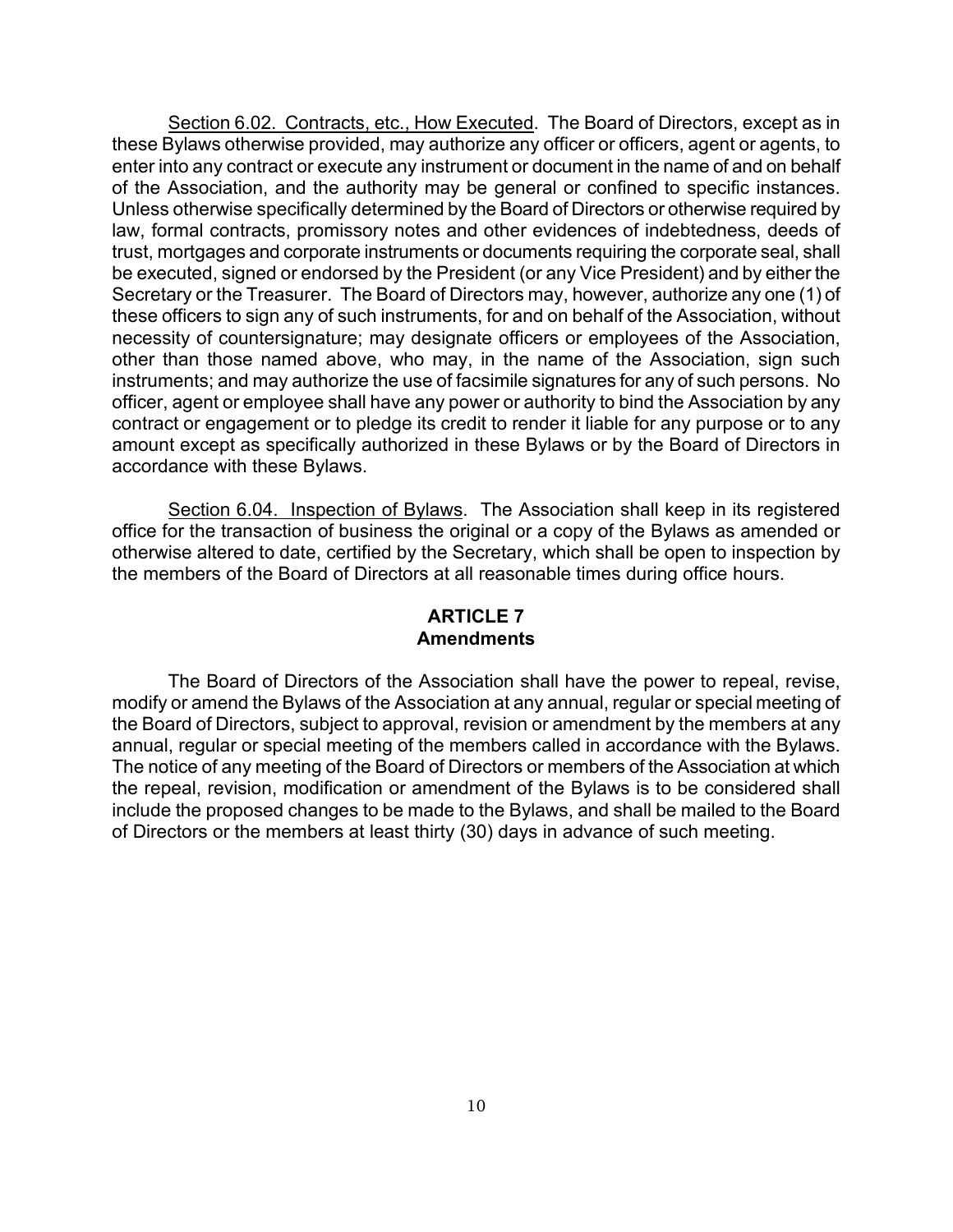Section 6.02. Contracts, etc., How Executed. The Board of Directors, except as in these Bylaws otherwise provided, may authorize any officer or officers, agent or agents, to enter into any contract or execute any instrument or document in the name of and on behalf of the Association, and the authority may be general or confined to specific instances. Unless otherwise specifically determined by the Board of Directors or otherwise required by law, formal contracts, promissory notes and other evidences of indebtedness, deeds of trust, mortgages and corporate instruments or documents requiring the corporate seal, shall be executed, signed or endorsed by the President (or any Vice President) and by either the Secretary or the Treasurer. The Board of Directors may, however, authorize any one (1) of these officers to sign any of such instruments, for and on behalf of the Association, without necessity of countersignature; may designate officers or employees of the Association, other than those named above, who may, in the name of the Association, sign such instruments; and may authorize the use of facsimile signatures for any of such persons. No officer, agent or employee shall have any power or authority to bind the Association by any contract or engagement or to pledge its credit to render it liable for any purpose or to any amount except as specifically authorized in these Bylaws or by the Board of Directors in accordance with these Bylaws.

Section 6.04. Inspection of Bylaws. The Association shall keep in its registered office for the transaction of business the original or a copy of the Bylaws as amended or otherwise altered to date, certified by the Secretary, which shall be open to inspection by the members of the Board of Directors at all reasonable times during office hours.

## ARTICLE 7
## Amendments

The Board of Directors of the Association shall have the power to repeal, revise, modify or amend the Bylaws of the Association at any annual, regular or special meeting of the Board of Directors, subject to approval, revision or amendment by the members at any annual, regular or special meeting of the members called in accordance with the Bylaws. The notice of any meeting of the Board of Directors or members of the Association at which the repeal, revision, modification or amendment of the Bylaws is to be considered shall include the proposed changes to be made to the Bylaws, and shall be mailed to the Board of Directors or the members at least thirty (30) days in advance of such meeting.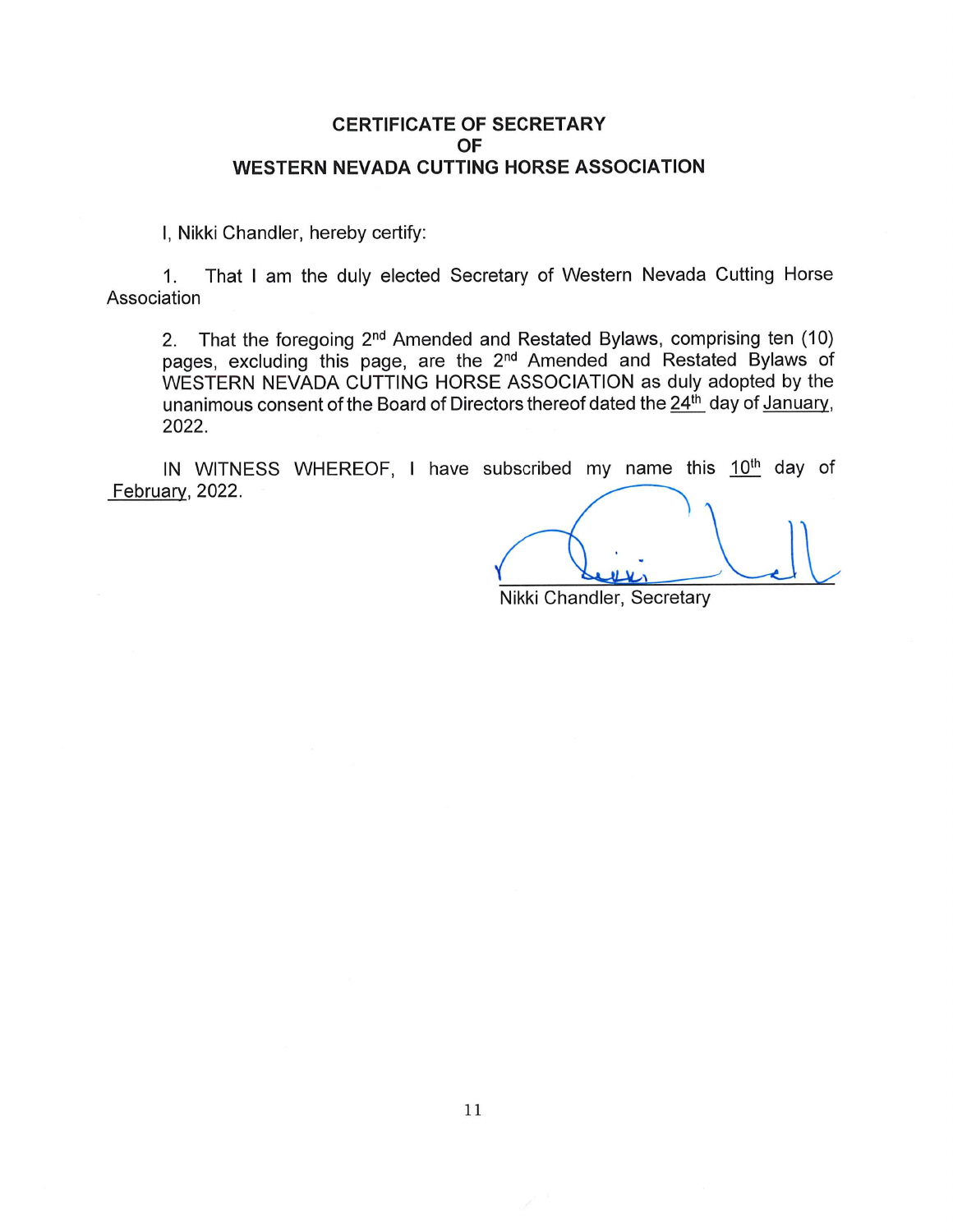**CERTIFICATE OF SECRETARY**
**OF**
**WESTERN NEVADA CUTTING HORSE ASSOCIATION**

I, Nikki Chandler, hereby certify:

1. That I am the duly elected Secretary of Western Nevada Cutting Horse Association

2. That the foregoing 2nd Amended and Restated Bylaws, comprising ten (10) pages, excluding this page, are the 2nd Amended and Restated Bylaws of WESTERN NEVADA CUTTING HORSE ASSOCIATION as duly adopted by the unanimous consent of the Board of Directors thereof dated the 24th day of January, 2022.

IN WITNESS WHEREOF, I have subscribed my name this 10th day of February, 2022.

Nikki Chandler, Secretary